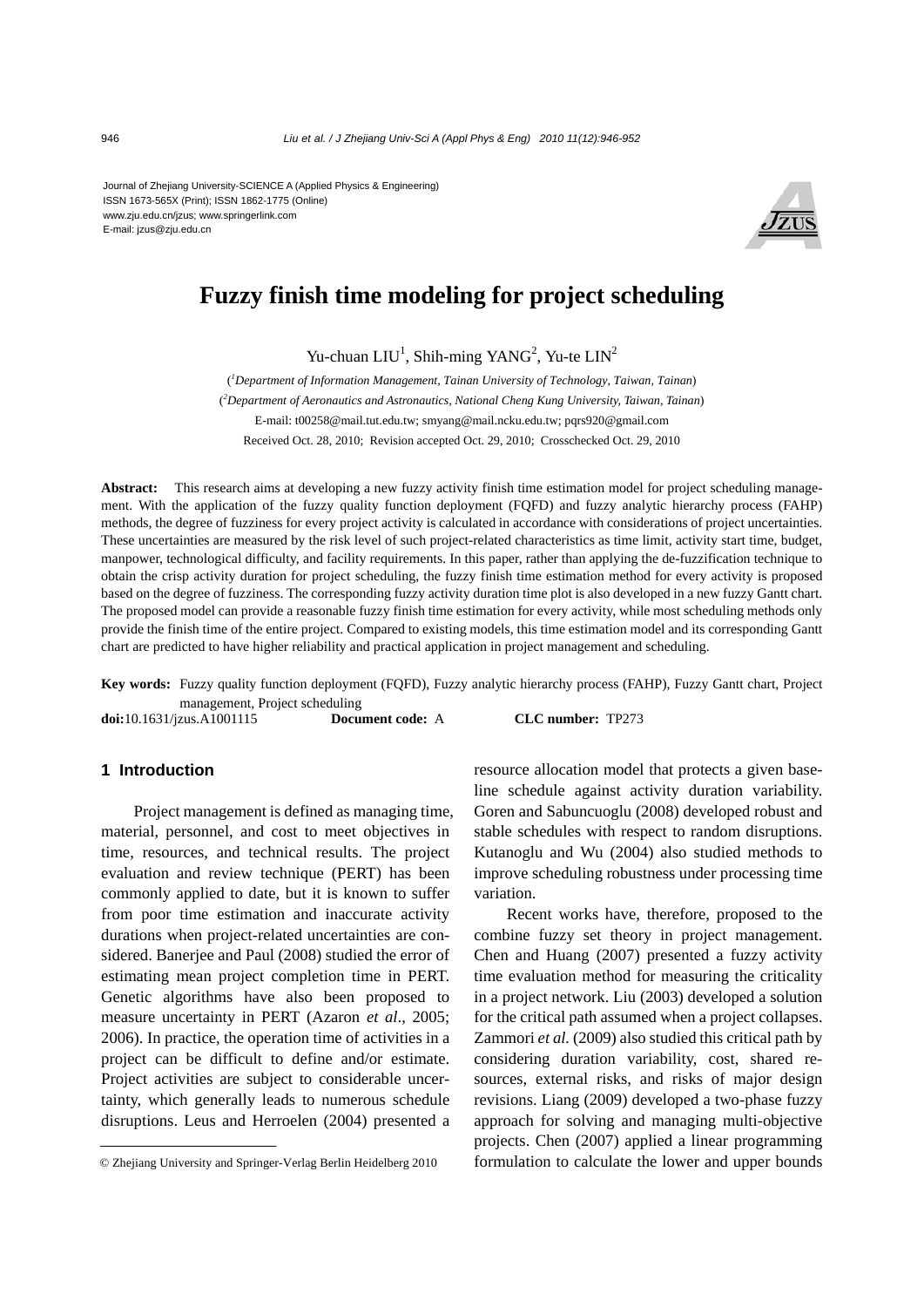Journal of Zhejiang University-SCIENCE A (Applied Physics & Engineering)
ISSN 1673-565X (Print); ISSN 1862-1775 (Online)
www.zju.edu.cn/jzus; www.springerlink.com
E-mail: jzus@zju.edu.cn

# Fuzzy finish time modeling for project scheduling

Yu-chuan LIU[1], Shih-ming YANG[2], Yu-te LIN[2]

([1]*Department of Information Management, Tainan University of Technology, Taiwan, Tainan*)
([2]*Department of Aeronautics and Astronautics, National Cheng Kung University, Taiwan, Tainan*)
E-mail: t00258@mail.tut.edu.tw; smyang@mail.ncku.edu.tw; pqrs920@gmail.com
Received Oct. 28, 2010; Revision accepted Oct. 29, 2010; Crosschecked Oct. 29, 2010

**Abstract:** This research aims at developing a new fuzzy activity finish time estimation model for project scheduling management. With the application of the fuzzy quality function deployment (FQFD) and fuzzy analytic hierarchy process (FAHP) methods, the degree of fuzziness for every project activity is calculated in accordance with considerations of project uncertainties. These uncertainties are measured by the risk level of such project-related characteristics as time limit, activity start time, budget, manpower, technological difficulty, and facility requirements. In this paper, rather than applying the de-fuzzification technique to obtain the crisp activity duration for project scheduling, the fuzzy finish time estimation method for every activity is proposed based on the degree of fuzziness. The corresponding fuzzy activity duration time plot is also developed in a new fuzzy Gantt chart. The proposed model can provide a reasonable fuzzy finish time estimation for every activity, while most scheduling methods only provide the finish time of the entire project. Compared to existing models, this time estimation model and its corresponding Gantt chart are predicted to have higher reliability and practical application in project management and scheduling.

**Key words:** Fuzzy quality function deployment (FQFD), Fuzzy analytic hierarchy process (FAHP), Fuzzy Gantt chart, Project management, Project scheduling

**doi:**10.1631/jzus.A1001115 **Document code:** A **CLC number:** TP273

## 1 Introduction

Project management is defined as managing time, material, personnel, and cost to meet objectives in time, resources, and technical results. The project evaluation and review technique (PERT) has been commonly applied to date, but it is known to suffer from poor time estimation and inaccurate activity durations when project-related uncertainties are considered. Banerjee and Paul (2008) studied the error of estimating mean project completion time in PERT. Genetic algorithms have also been proposed to measure uncertainty in PERT (Azaron *et al*., 2005; 2006). In practice, the operation time of activities in a project can be difficult to define and/or estimate. Project activities are subject to considerable uncertainty, which generally leads to numerous schedule disruptions. Leus and Herroelen (2004) presented a resource allocation model that protects a given baseline schedule against activity duration variability. Goren and Sabuncuoglu (2008) developed robust and stable schedules with respect to random disruptions. Kutanoglu and Wu (2004) also studied methods to improve scheduling robustness under processing time variation.

Recent works have, therefore, proposed to the combine fuzzy set theory in project management. Chen and Huang (2007) presented a fuzzy activity time evaluation method for measuring the criticality in a project network. Liu (2003) developed a solution for the critical path assumed when a project collapses. Zammori *et al.* (2009) also studied this critical path by considering duration variability, cost, shared resources, external risks, and risks of major design revisions. Liang (2009) developed a two-phase fuzzy approach for solving and managing multi-objective projects. Chen (2007) applied a linear programming formulation to calculate the lower and upper bounds

© Zhejiang University and Springer-Verlag Berlin Heidelberg 2010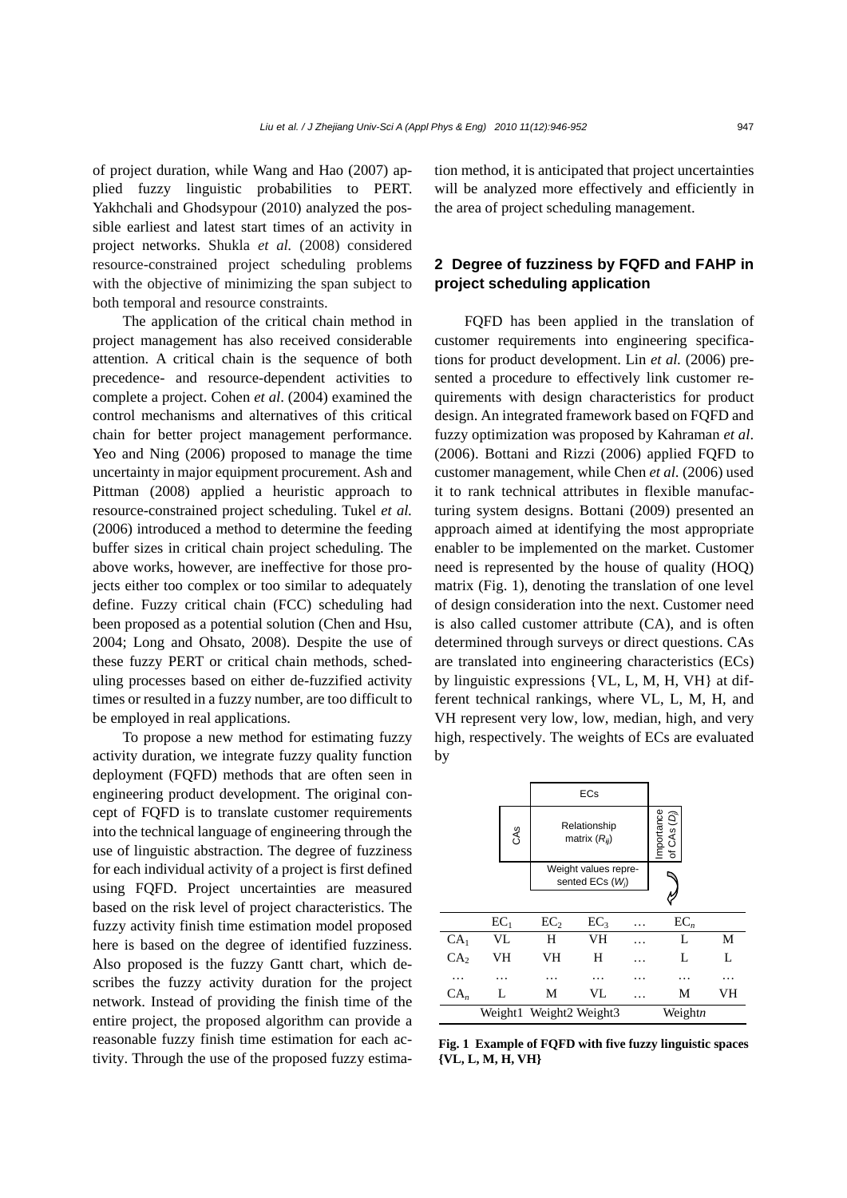of project duration, while Wang and Hao (2007) applied fuzzy linguistic probabilities to PERT. Yakhchali and Ghodsypour (2010) analyzed the possible earliest and latest start times of an activity in project networks. Shukla *et al.* (2008) considered resource-constrained project scheduling problems with the objective of minimizing the span subject to both temporal and resource constraints.

The application of the critical chain method in project management has also received considerable attention. A critical chain is the sequence of both precedence- and resource-dependent activities to complete a project. Cohen *et al*. (2004) examined the control mechanisms and alternatives of this critical chain for better project management performance. Yeo and Ning (2006) proposed to manage the time uncertainty in major equipment procurement. Ash and Pittman (2008) applied a heuristic approach to resource-constrained project scheduling. Tukel *et al.* (2006) introduced a method to determine the feeding buffer sizes in critical chain project scheduling. The above works, however, are ineffective for those projects either too complex or too similar to adequately define. Fuzzy critical chain (FCC) scheduling had been proposed as a potential solution (Chen and Hsu, 2004; Long and Ohsato, 2008). Despite the use of these fuzzy PERT or critical chain methods, scheduling processes based on either de-fuzzified activity times or resulted in a fuzzy number, are too difficult to be employed in real applications.

To propose a new method for estimating fuzzy activity duration, we integrate fuzzy quality function deployment (FQFD) methods that are often seen in engineering product development. The original concept of FQFD is to translate customer requirements into the technical language of engineering through the use of linguistic abstraction. The degree of fuzziness for each individual activity of a project is first defined using FQFD. Project uncertainties are measured based on the risk level of project characteristics. The fuzzy activity finish time estimation model proposed here is based on the degree of identified fuzziness. Also proposed is the fuzzy Gantt chart, which describes the fuzzy activity duration for the project network. Instead of providing the finish time of the entire project, the proposed algorithm can provide a reasonable fuzzy finish time estimation for each activity. Through the use of the proposed fuzzy estimation method, it is anticipated that project uncertainties will be analyzed more effectively and efficiently in the area of project scheduling management.

## 2 Degree of fuzziness by FQFD and FAHP in project scheduling application

FQFD has been applied in the translation of customer requirements into engineering specifications for product development. Lin *et al.* (2006) presented a procedure to effectively link customer requirements with design characteristics for product design. An integrated framework based on FQFD and fuzzy optimization was proposed by Kahraman *et al*. (2006). Bottani and Rizzi (2006) applied FQFD to customer management, while Chen *et al.* (2006) used it to rank technical attributes in flexible manufacturing system designs. Bottani (2009) presented an approach aimed at identifying the most appropriate enabler to be implemented on the market. Customer need is represented by the house of quality (HOQ) matrix (Fig. 1), denoting the translation of one level of design consideration into the next. Customer need is also called customer attribute (CA), and is often determined through surveys or direct questions. CAs are translated into engineering characteristics (ECs) by linguistic expressions {VL, L, M, H, VH} at different technical rankings, where VL, L, M, H, and VH represent very low, low, median, high, and very high, respectively. The weights of ECs are evaluated by

| | ECs | | | | | Importance of CAs ($D$) |
|---|---|---|---|---|---|---|
| CAs | Relationship matrix ($R_{ij}$) | | | | | |
| | Weight values represented ECs ($W_j$) | | | | | |

| | $EC_1$ | $EC_2$ | $EC_3$ | … | $EC_n$ | |
|---|---|---|---|---|---|---|
| $CA_1$ | VL | H | VH | … | L | M |
| $CA_2$ | VH | VH | H | … | L | L |
| … | … | … | … | … | … | … |
| $CA_n$ | L | M | VL | … | M | VH |
| | Weight1 | Weight2 | Weight3 | | Weight*n* | |

**Fig. 1 Example of FQFD with five fuzzy linguistic spaces {VL, L, M, H, VH}**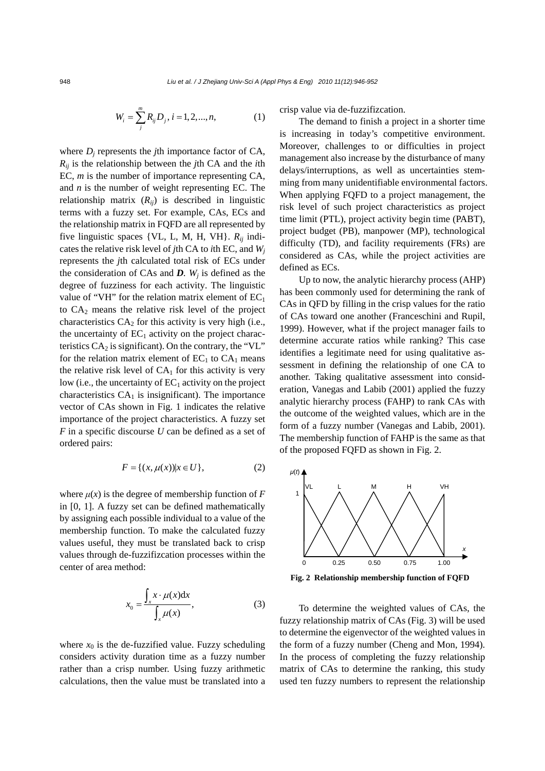$$W_i = \sum_{j}^{m} R_{ij} D_j,\ i = 1, 2, ..., n, \tag{1}$$

where $D_j$ represents the $j$th importance factor of CA, $R_{ij}$ is the relationship between the $j$th CA and the $i$th EC, $m$ is the number of importance representing CA, and $n$ is the number of weight representing EC. The relationship matrix ($R_{ij}$) is described in linguistic terms with a fuzzy set. For example, CAs, ECs and the relationship matrix in FQFD are all represented by five linguistic spaces {VL, L, M, H, VH}. $R_{ij}$ indicates the relative risk level of $j$th CA to $i$th EC, and $W_j$ represents the $j$th calculated total risk of ECs under the consideration of CAs and $\boldsymbol{D}$. $W_j$ is defined as the degree of fuzziness for each activity. The linguistic value of "VH" for the relation matrix element of $EC_1$ to $CA_2$ means the relative risk level of the project characteristics $CA_2$ for this activity is very high (i.e., the uncertainty of $EC_1$ activity on the project characteristics $CA_2$ is significant). On the contrary, the "VL" for the relation matrix element of $EC_1$ to $CA_1$ means the relative risk level of $CA_1$ for this activity is very low (i.e., the uncertainty of $EC_1$ activity on the project characteristics $CA_1$ is insignificant). The importance vector of CAs shown in Fig. 1 indicates the relative importance of the project characteristics. A fuzzy set $F$ in a specific discourse $U$ can be defined as a set of ordered pairs:

$$F = \{(x, \mu(x)) | x \in U\}, \tag{2}$$

where $\mu(x)$ is the degree of membership function of $F$ in [0, 1]. A fuzzy set can be defined mathematically by assigning each possible individual to a value of the membership function. To make the calculated fuzzy values useful, they must be translated back to crisp values through de-fuzzifizcation processes within the center of area method:

$$x_0 = \frac{\int_x x \cdot \mu(x) \mathrm{d}x}{\int_x \mu(x)}, \tag{3}$$

where $x_0$ is the de-fuzzified value. Fuzzy scheduling considers activity duration time as a fuzzy number rather than a crisp number. Using fuzzy arithmetic calculations, then the value must be translated into a crisp value via de-fuzzifizcation.

The demand to finish a project in a shorter time is increasing in today's competitive environment. Moreover, challenges to or difficulties in project management also increase by the disturbance of many delays/interruptions, as well as uncertainties stemming from many unidentifiable environmental factors. When applying FQFD to a project management, the risk level of such project characteristics as project time limit (PTL), project activity begin time (PABT), project budget (PB), manpower (MP), technological difficulty (TD), and facility requirements (FRs) are considered as CAs, while the project activities are defined as ECs.

Up to now, the analytic hierarchy process (AHP) has been commonly used for determining the rank of CAs in QFD by filling in the crisp values for the ratio of CAs toward one another (Franceschini and Rupil, 1999). However, what if the project manager fails to determine accurate ratios while ranking? This case identifies a legitimate need for using qualitative assessment in defining the relationship of one CA to another. Taking qualitative assessment into consideration, Vanegas and Labib (2001) applied the fuzzy analytic hierarchy process (FAHP) to rank CAs with the outcome of the weighted values, which are in the form of a fuzzy number (Vanegas and Labib, 2001). The membership function of FAHP is the same as that of the proposed FQFD as shown in Fig. 2.

**Fig. 2 Relationship membership function of FQFD**

To determine the weighted values of CAs, the fuzzy relationship matrix of CAs (Fig. 3) will be used to determine the eigenvector of the weighted values in the form of a fuzzy number (Cheng and Mon, 1994). In the process of completing the fuzzy relationship matrix of CAs to determine the ranking, this study used ten fuzzy numbers to represent the relationship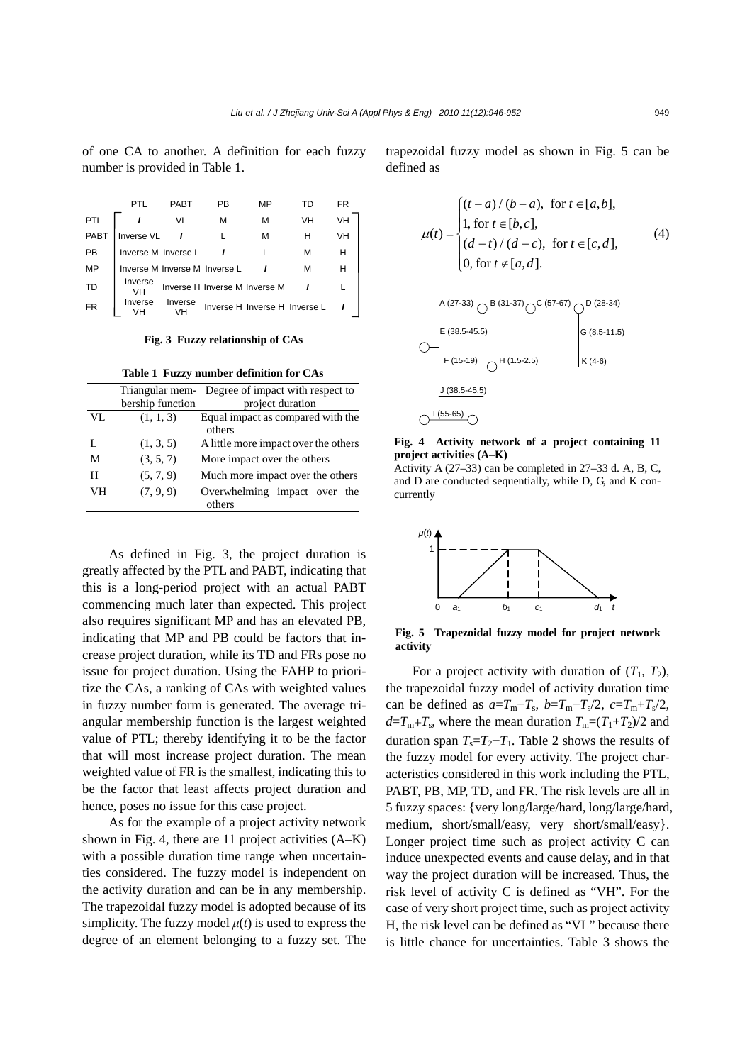of one CA to another. A definition for each fuzzy number is provided in Table 1.

|  | PTL | PABT | PB | MP | TD | FR |
|---|---|---|---|---|---|---|
| PTL | *I* | VL | M | M | VH | VH |
| PABT | Inverse VL | *I* | L | M | H | VH |
| PB | Inverse M | Inverse L | *I* | L | M | H |
| MP | Inverse M | Inverse M | Inverse L | *I* | M | H |
| TD | Inverse VH | Inverse H | Inverse M | Inverse M | *I* | L |
| FR | Inverse VH | Inverse VH | Inverse H | Inverse H | Inverse L | *I* |

**Fig. 3 Fuzzy relationship of CAs**

**Table 1 Fuzzy number definition for CAs**

|  | Triangular membership function | Degree of impact with respect to project duration |
|---|---|---|
| VL | (1, 1, 3) | Equal impact as compared with the others |
| L | (1, 3, 5) | A little more impact over the others |
| M | (3, 5, 7) | More impact over the others |
| H | (5, 7, 9) | Much more impact over the others |
| VH | (7, 9, 9) | Overwhelming impact over the others |

As defined in Fig. 3, the project duration is greatly affected by the PTL and PABT, indicating that this is a long-period project with an actual PABT commencing much later than expected. This project also requires significant MP and has an elevated PB, indicating that MP and PB could be factors that increase project duration, while its TD and FRs pose no issue for project duration. Using the FAHP to prioritize the CAs, a ranking of CAs with weighted values in fuzzy number form is generated. The average triangular membership function is the largest weighted value of PTL; thereby identifying it to be the factor that will most increase project duration. The mean weighted value of FR is the smallest, indicating this to be the factor that least affects project duration and hence, poses no issue for this case project.

As for the example of a project activity network shown in Fig. 4, there are 11 project activities (A–K) with a possible duration time range when uncertainties considered. The fuzzy model is independent on the activity duration and can be in any membership. The trapezoidal fuzzy model is adopted because of its simplicity. The fuzzy model $\mu(t)$ is used to express the degree of an element belonging to a fuzzy set. The trapezoidal fuzzy model as shown in Fig. 5 can be defined as

$$\mu(t)=\begin{cases}(t-a)/(b-a), & \text{for } t\in[a,b],\\ 1, & \text{for } t\in[b,c],\\ (d-t)/(d-c), & \text{for } t\in[c,d],\\ 0, & \text{for } t\notin[a,d].\end{cases} \tag{4}$$

**Fig. 4 Activity network of a project containing 11 project activities (A–K)**

Activity A (27–33) can be completed in 27–33 d. A, B, C, and D are conducted sequentially, while D, G, and K concurrently

**Fig. 5 Trapezoidal fuzzy model for project network activity**

For a project activity with duration of ($T_1$, $T_2$), the trapezoidal fuzzy model of activity duration time can be defined as $a=T_m-T_s$, $b=T_m-T_s/2$, $c=T_m+T_s/2$, $d=T_m+T_s$, where the mean duration $T_m=(T_1+T_2)/2$ and duration span $T_s=T_2-T_1$. Table 2 shows the results of the fuzzy model for every activity. The project characteristics considered in this work including the PTL, PABT, PB, MP, TD, and FR. The risk levels are all in 5 fuzzy spaces: {very long/large/hard, long/large/hard, medium, short/small/easy, very short/small/easy}. Longer project time such as project activity C can induce unexpected events and cause delay, and in that way the project duration will be increased. Thus, the risk level of activity C is defined as "VH". For the case of very short project time, such as project activity H, the risk level can be defined as "VL" because there is little chance for uncertainties. Table 3 shows the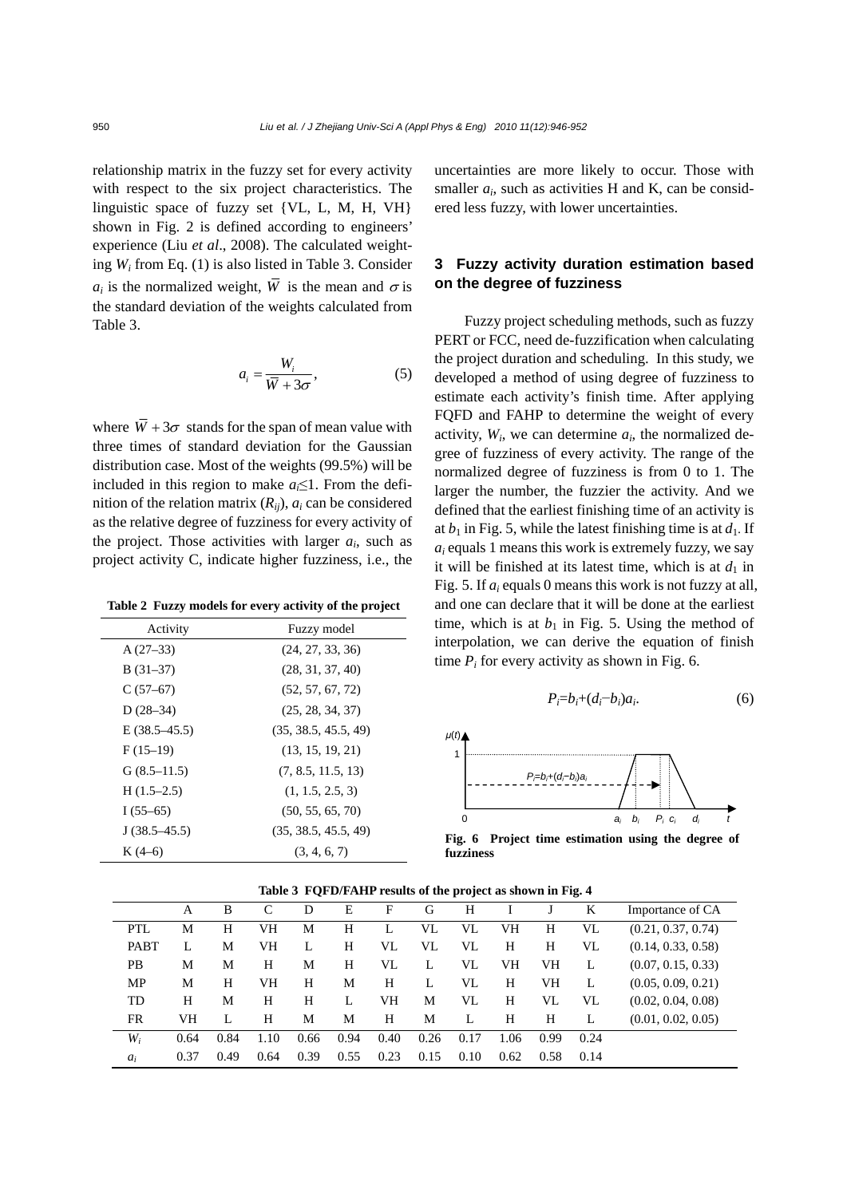relationship matrix in the fuzzy set for every activity with respect to the six project characteristics. The linguistic space of fuzzy set {VL, L, M, H, VH} shown in Fig. 2 is defined according to engineers' experience (Liu *et al*., 2008). The calculated weighting $W_i$ from Eq. (1) is also listed in Table 3. Consider $a_i$ is the normalized weight, $\bar{W}$ is the mean and $\sigma$ is the standard deviation of the weights calculated from Table 3.

$$a_i = \frac{W_i}{\bar{W} + 3\sigma}, \tag{5}$$

where $\bar{W} + 3\sigma$ stands for the span of mean value with three times of standard deviation for the Gaussian distribution case. Most of the weights (99.5%) will be included in this region to make $a_i \leq 1$. From the definition of the relation matrix ($R_{ij}$), $a_i$ can be considered as the relative degree of fuzziness for every activity of the project. Those activities with larger $a_i$, such as project activity C, indicate higher fuzziness, i.e., the uncertainties are more likely to occur. Those with smaller $a_i$, such as activities H and K, can be considered less fuzzy, with lower uncertainties.

**Table 2 Fuzzy models for every activity of the project**

| Activity | Fuzzy model |
|---|---|
| A (27–33) | (24, 27, 33, 36) |
| B (31–37) | (28, 31, 37, 40) |
| C (57–67) | (52, 57, 67, 72) |
| D (28–34) | (25, 28, 34, 37) |
| E (38.5–45.5) | (35, 38.5, 45.5, 49) |
| F (15–19) | (13, 15, 19, 21) |
| G (8.5–11.5) | (7, 8.5, 11.5, 13) |
| H (1.5–2.5) | (1, 1.5, 2.5, 3) |
| I (55–65) | (50, 55, 65, 70) |
| J (38.5–45.5) | (35, 38.5, 45.5, 49) |
| K (4–6) | (3, 4, 6, 7) |

## 3 Fuzzy activity duration estimation based on the degree of fuzziness

Fuzzy project scheduling methods, such as fuzzy PERT or FCC, need de-fuzzification when calculating the project duration and scheduling. In this study, we developed a method of using degree of fuzziness to estimate each activity's finish time. After applying FQFD and FAHP to determine the weight of every activity, $W_i$, we can determine $a_i$, the normalized degree of fuzziness of every activity. The range of the normalized degree of fuzziness is from 0 to 1. The larger the number, the fuzzier the activity. And we defined that the earliest finishing time of an activity is at $b_1$ in Fig. 5, while the latest finishing time is at $d_1$. If $a_i$ equals 1 means this work is extremely fuzzy, we say it will be finished at its latest time, which is at $d_1$ in Fig. 5. If $a_i$ equals 0 means this work is not fuzzy at all, and one can declare that it will be done at the earliest time, which is at $b_1$ in Fig. 5. Using the method of interpolation, we can derive the equation of finish time $P_i$ for every activity as shown in Fig. 6.

$$P_i = b_i + (d_i - b_i)a_i. \tag{6}$$

**Fig. 6 Project time estimation using the degree of fuzziness**

**Table 3 FQFD/FAHP results of the project as shown in Fig. 4**

| | A | B | C | D | E | F | G | H | I | J | K | Importance of CA |
|---|---|---|---|---|---|---|---|---|---|---|---|---|
| PTL | M | H | VH | M | H | L | VL | VL | VH | H | VL | (0.21, 0.37, 0.74) |
| PABT | L | M | VH | L | H | VL | VL | VL | H | H | VL | (0.14, 0.33, 0.58) |
| PB | M | M | H | M | H | VL | L | VL | VH | VH | L | (0.07, 0.15, 0.33) |
| MP | M | H | VH | H | M | H | L | VL | H | VH | L | (0.05, 0.09, 0.21) |
| TD | H | M | H | H | L | VH | M | VL | H | VL | VL | (0.02, 0.04, 0.08) |
| FR | VH | L | H | M | M | H | M | L | H | H | L | (0.01, 0.02, 0.05) |
| $W_i$ | 0.64 | 0.84 | 1.10 | 0.66 | 0.94 | 0.40 | 0.26 | 0.17 | 1.06 | 0.99 | 0.24 | |
| $a_i$ | 0.37 | 0.49 | 0.64 | 0.39 | 0.55 | 0.23 | 0.15 | 0.10 | 0.62 | 0.58 | 0.14 | |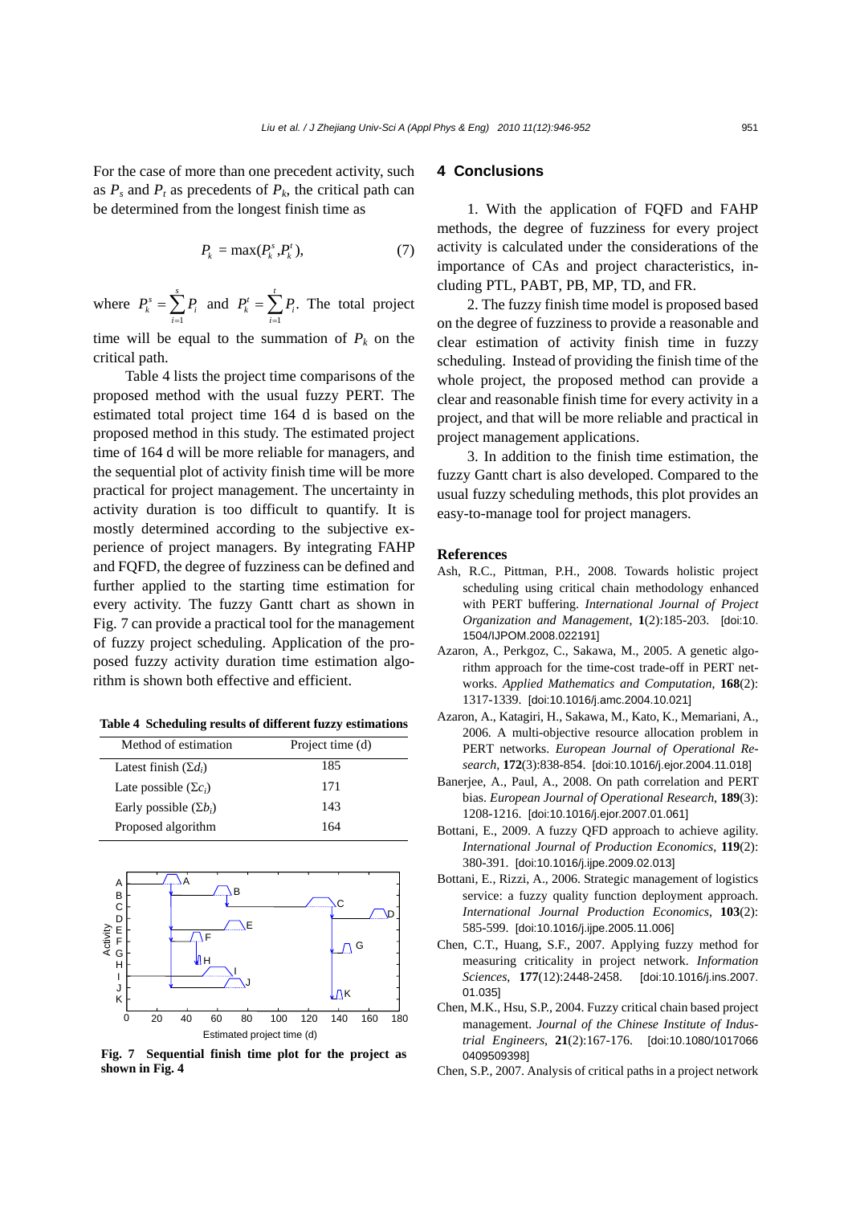For the case of more than one precedent activity, such as $P_s$ and $P_t$ as precedents of $P_k$, the critical path can be determined from the longest finish time as

$$P_k = \max(P_k^s, P_k^t), \tag{7}$$

where $P_k^s = \sum_{i=1}^{s} P_i$ and $P_k^t = \sum_{i=1}^{t} P_i$. The total project time will be equal to the summation of $P_k$ on the critical path.

Table 4 lists the project time comparisons of the proposed method with the usual fuzzy PERT. The estimated total project time 164 d is based on the proposed method in this study. The estimated project time of 164 d will be more reliable for managers, and the sequential plot of activity finish time will be more practical for project management. The uncertainty in activity duration is too difficult to quantify. It is mostly determined according to the subjective experience of project managers. By integrating FAHP and FQFD, the degree of fuzziness can be defined and further applied to the starting time estimation for every activity. The fuzzy Gantt chart as shown in Fig. 7 can provide a practical tool for the management of fuzzy project scheduling. Application of the proposed fuzzy activity duration time estimation algorithm is shown both effective and efficient.

**Table 4 Scheduling results of different fuzzy estimations**

| Method of estimation | Project time (d) |
|---|---|
| Latest finish ($\Sigma d_i$) | 185 |
| Late possible ($\Sigma c_i$) | 171 |
| Early possible ($\Sigma b_i$) | 143 |
| Proposed algorithm | 164 |

**Fig. 7 Sequential finish time plot for the project as shown in Fig. 4**

## 4 Conclusions

1. With the application of FQFD and FAHP methods, the degree of fuzziness for every project activity is calculated under the considerations of the importance of CAs and project characteristics, including PTL, PABT, PB, MP, TD, and FR.

2. The fuzzy finish time model is proposed based on the degree of fuzziness to provide a reasonable and clear estimation of activity finish time in fuzzy scheduling. Instead of providing the finish time of the whole project, the proposed method can provide a clear and reasonable finish time for every activity in a project, and that will be more reliable and practical in project management applications.

3. In addition to the finish time estimation, the fuzzy Gantt chart is also developed. Compared to the usual fuzzy scheduling methods, this plot provides an easy-to-manage tool for project managers.

## References

Ash, R.C., Pittman, P.H., 2008. Towards holistic project scheduling using critical chain methodology enhanced with PERT buffering. *International Journal of Project Organization and Management*, **1**(2):185-203. [doi:10.1504/IJPOM.2008.022191]

Azaron, A., Perkgoz, C., Sakawa, M., 2005. A genetic algorithm approach for the time-cost trade-off in PERT networks. *Applied Mathematics and Computation*, **168**(2):1317-1339. [doi:10.1016/j.amc.2004.10.021]

Azaron, A., Katagiri, H., Sakawa, M., Kato, K., Memariani, A., 2006. A multi-objective resource allocation problem in PERT networks. *European Journal of Operational Research*, **172**(3):838-854. [doi:10.1016/j.ejor.2004.11.018]

Banerjee, A., Paul, A., 2008. On path correlation and PERT bias. *European Journal of Operational Research*, **189**(3):1208-1216. [doi:10.1016/j.ejor.2007.01.061]

Bottani, E., 2009. A fuzzy QFD approach to achieve agility. *International Journal of Production Economics*, **119**(2):380-391. [doi:10.1016/j.ijpe.2009.02.013]

Bottani, E., Rizzi, A., 2006. Strategic management of logistics service: a fuzzy quality function deployment approach. *International Journal Production Economics*, **103**(2):585-599. [doi:10.1016/j.ijpe.2005.11.006]

Chen, C.T., Huang, S.F., 2007. Applying fuzzy method for measuring criticality in project network. *Information Sciences*, **177**(12):2448-2458. [doi:10.1016/j.ins.2007.01.035]

Chen, M.K., Hsu, S.P., 2004. Fuzzy critical chain based project management. *Journal of the Chinese Institute of Industrial Engineers*, **21**(2):167-176. [doi:10.1080/10170660409509398]

Chen, S.P., 2007. Analysis of critical paths in a project network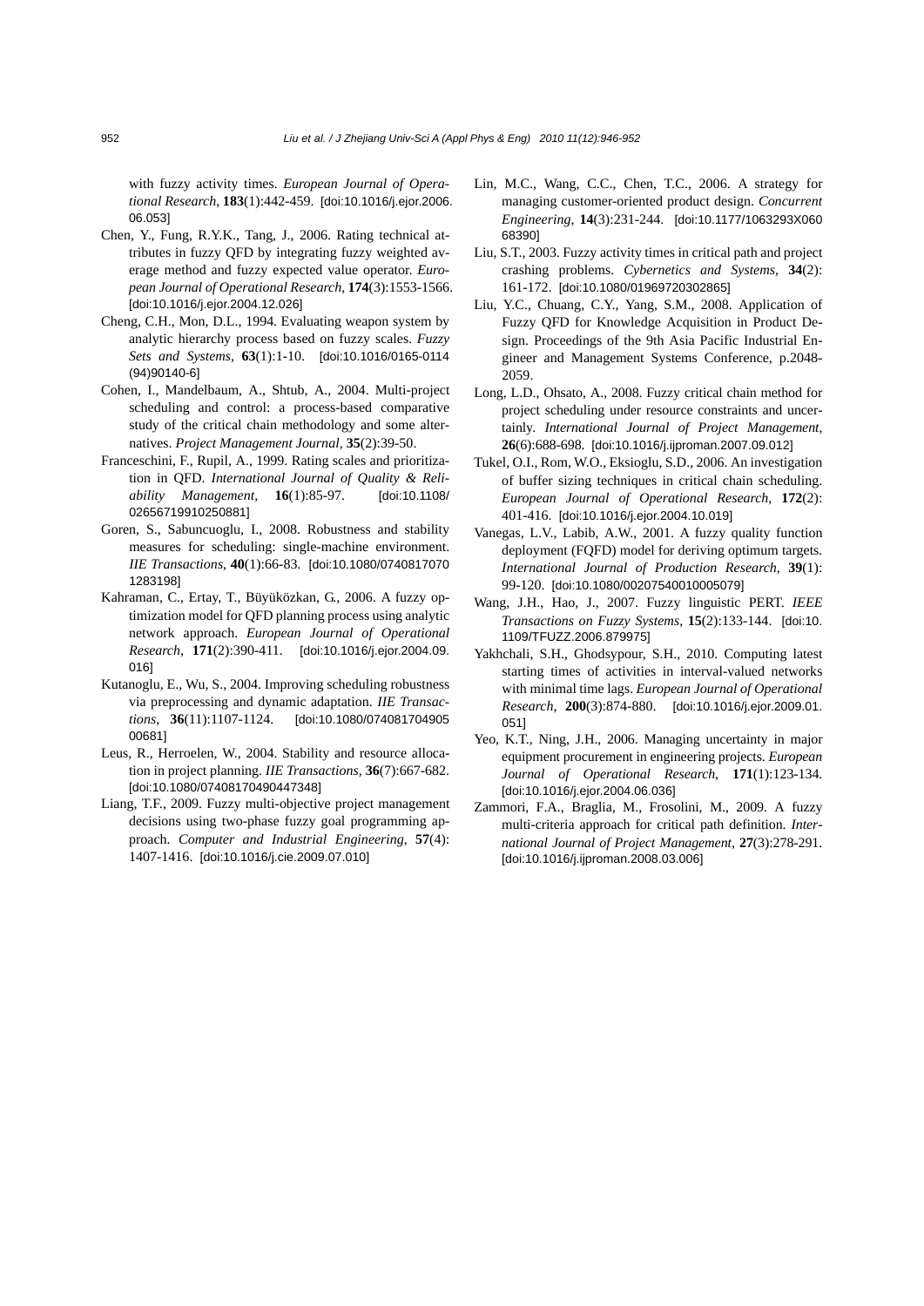with fuzzy activity times. *European Journal of Operational Research*, **183**(1):442-459. [doi:10.1016/j.ejor.2006.06.053]

Chen, Y., Fung, R.Y.K., Tang, J., 2006. Rating technical attributes in fuzzy QFD by integrating fuzzy weighted average method and fuzzy expected value operator. *European Journal of Operational Research*, **174**(3):1553-1566. [doi:10.1016/j.ejor.2004.12.026]

Cheng, C.H., Mon, D.L., 1994. Evaluating weapon system by analytic hierarchy process based on fuzzy scales. *Fuzzy Sets and Systems*, **63**(1):1-10. [doi:10.1016/0165-0114(94)90140-6]

Cohen, I., Mandelbaum, A., Shtub, A., 2004. Multi-project scheduling and control: a process-based comparative study of the critical chain methodology and some alternatives. *Project Management Journal*, **35**(2):39-50.

Franceschini, F., Rupil, A., 1999. Rating scales and prioritization in QFD. *International Journal of Quality & Reliability Management*, **16**(1):85-97. [doi:10.1108/02656719910250881]

Goren, S., Sabuncuoglu, I., 2008. Robustness and stability measures for scheduling: single-machine environment. *IIE Transactions*, **40**(1):66-83. [doi:10.1080/07408170701283198]

Kahraman, C., Ertay, T., Büyüközkan, G., 2006. A fuzzy optimization model for QFD planning process using analytic network approach. *European Journal of Operational Research*, **171**(2):390-411. [doi:10.1016/j.ejor.2004.09.016]

Kutanoglu, E., Wu, S., 2004. Improving scheduling robustness via preprocessing and dynamic adaptation. *IIE Transactions*, **36**(11):1107-1124. [doi:10.1080/07408170490500681]

Leus, R., Herroelen, W., 2004. Stability and resource allocation in project planning. *IIE Transactions*, **36**(7):667-682. [doi:10.1080/07408170490447348]

Liang, T.F., 2009. Fuzzy multi-objective project management decisions using two-phase fuzzy goal programming approach. *Computer and Industrial Engineering*, **57**(4): 1407-1416. [doi:10.1016/j.cie.2009.07.010]

Lin, M.C., Wang, C.C., Chen, T.C., 2006. A strategy for managing customer-oriented product design. *Concurrent Engineering*, **14**(3):231-244. [doi:10.1177/1063293X06068390]

Liu, S.T., 2003. Fuzzy activity times in critical path and project crashing problems. *Cybernetics and Systems*, **34**(2): 161-172. [doi:10.1080/01969720302865]

Liu, Y.C., Chuang, C.Y., Yang, S.M., 2008. Application of Fuzzy QFD for Knowledge Acquisition in Product Design. Proceedings of the 9th Asia Pacific Industrial Engineer and Management Systems Conference, p.2048-2059.

Long, L.D., Ohsato, A., 2008. Fuzzy critical chain method for project scheduling under resource constraints and uncertainly. *International Journal of Project Management*, **26**(6):688-698. [doi:10.1016/j.ijproman.2007.09.012]

Tukel, O.I., Rom, W.O., Eksioglu, S.D., 2006. An investigation of buffer sizing techniques in critical chain scheduling. *European Journal of Operational Research*, **172**(2): 401-416. [doi:10.1016/j.ejor.2004.10.019]

Vanegas, L.V., Labib, A.W., 2001. A fuzzy quality function deployment (FQFD) model for deriving optimum targets. *International Journal of Production Research*, **39**(1): 99-120. [doi:10.1080/00207540010005079]

Wang, J.H., Hao, J., 2007. Fuzzy linguistic PERT. *IEEE Transactions on Fuzzy Systems*, **15**(2):133-144. [doi:10.1109/TFUZZ.2006.879975]

Yakhchali, S.H., Ghodsypour, S.H., 2010. Computing latest starting times of activities in interval-valued networks with minimal time lags. *European Journal of Operational Research*, **200**(3):874-880. [doi:10.1016/j.ejor.2009.01.051]

Yeo, K.T., Ning, J.H., 2006. Managing uncertainty in major equipment procurement in engineering projects. *European Journal of Operational Research*, **171**(1):123-134. [doi:10.1016/j.ejor.2004.06.036]

Zammori, F.A., Braglia, M., Frosolini, M., 2009. A fuzzy multi-criteria approach for critical path definition. *International Journal of Project Management*, **27**(3):278-291. [doi:10.1016/j.ijproman.2008.03.006]